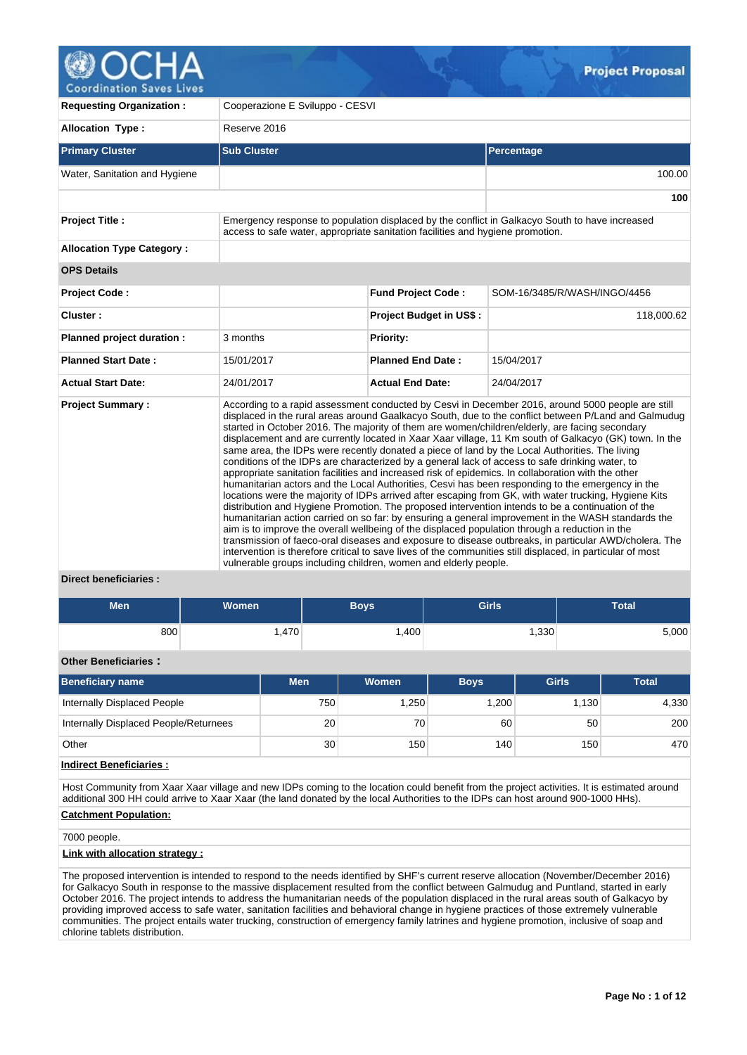# OCHA Coordination Saves Lives — Project Proposal

| | | | |
|---|---|---|---|
| **Requesting Organization :** | Cooperazione E Sviluppo - CESVI | | |
| **Allocation Type :** | Reserve 2016 | | |

| Primary Cluster | Sub Cluster | Percentage |
|---|---|---|
| Water, Sanitation and Hygiene | | 100.00 |
| | | **100** |

| | | | |
|---|---|---|---|
| **Project Title :** | Emergency response to population displaced by the conflict in Galkacyo South to have increased access to safe water, appropriate sanitation facilities and hygiene promotion. | | |
| **Allocation Type Category :** | | | |
| **OPS Details** | | | |
| **Project Code :** | | **Fund Project Code :** | SOM-16/3485/R/WASH/INGO/4456 |
| **Cluster :** | | **Project Budget in US$ :** | 118,000.62 |
| **Planned project duration :** | 3 months | **Priority:** | |
| **Planned Start Date :** | 15/01/2017 | **Planned End Date :** | 15/04/2017 |
| **Actual Start Date:** | 24/01/2017 | **Actual End Date:** | 24/04/2017 |
| **Project Summary :** | According to a rapid assessment conducted by Cesvi in December 2016, around 5000 people are still displaced in the rural areas around Gaalkacyo South, due to the conflict between P/Land and Galmudug started in October 2016. The majority of them are women/children/elderly, are facing secondary displacement and are currently located in Xaar Xaar village, 11 Km south of Galkacyo (GK) town. In the same area, the IDPs were recently donated a piece of land by the Local Authorities. The living conditions of the IDPs are characterized by a general lack of access to safe drinking water, to appropriate sanitation facilities and increased risk of epidemics. In collaboration with the other humanitarian actors and the Local Authorities, Cesvi has been responding to the emergency in the locations were the majority of IDPs arrived after escaping from GK, with water trucking, Hygiene Kits distribution and Hygiene Promotion. The proposed intervention intends to be a continuation of the humanitarian action carried on so far: by ensuring a general improvement in the WASH standards the aim is to improve the overall wellbeing of the displaced population through a reduction in the transmission of faeco-oral diseases and exposure to disease outbreaks, in particular AWD/cholera. The intervention is therefore critical to save lives of the communities still displaced, in particular of most vulnerable groups including children, women and elderly people. | | |

**Direct beneficiaries :**

| Men | Women | Boys | Girls | Total |
|---|---|---|---|---|
| 800 | 1,470 | 1,400 | 1,330 | 5,000 |

**Other Beneficiaries :**

| Beneficiary name | Men | Women | Boys | Girls | Total |
|---|---|---|---|---|---|
| Internally Displaced People | 750 | 1,250 | 1,200 | 1,130 | 4,330 |
| Internally Displaced People/Returnees | 20 | 70 | 60 | 50 | 200 |
| Other | 30 | 150 | 140 | 150 | 470 |

**Indirect Beneficiaries :**

Host Community from Xaar Xaar village and new IDPs coming to the location could benefit from the project activities. It is estimated around additional 300 HH could arrive to Xaar Xaar (the land donated by the local Authorities to the IDPs can host around 900-1000 HHs).

**Catchment Population:**

7000 people.

**Link with allocation strategy :**

The proposed intervention is intended to respond to the needs identified by SHF's current reserve allocation (November/December 2016) for Galkacyo South in response to the massive displacement resulted from the conflict between Galmudug and Puntland, started in early October 2016. The project intends to address the humanitarian needs of the population displaced in the rural areas south of Galkacyo by providing improved access to safe water, sanitation facilities and behavioral change in hygiene practices of those extremely vulnerable communities. The project entails water trucking, construction of emergency family latrines and hygiene promotion, inclusive of soap and chlorine tablets distribution.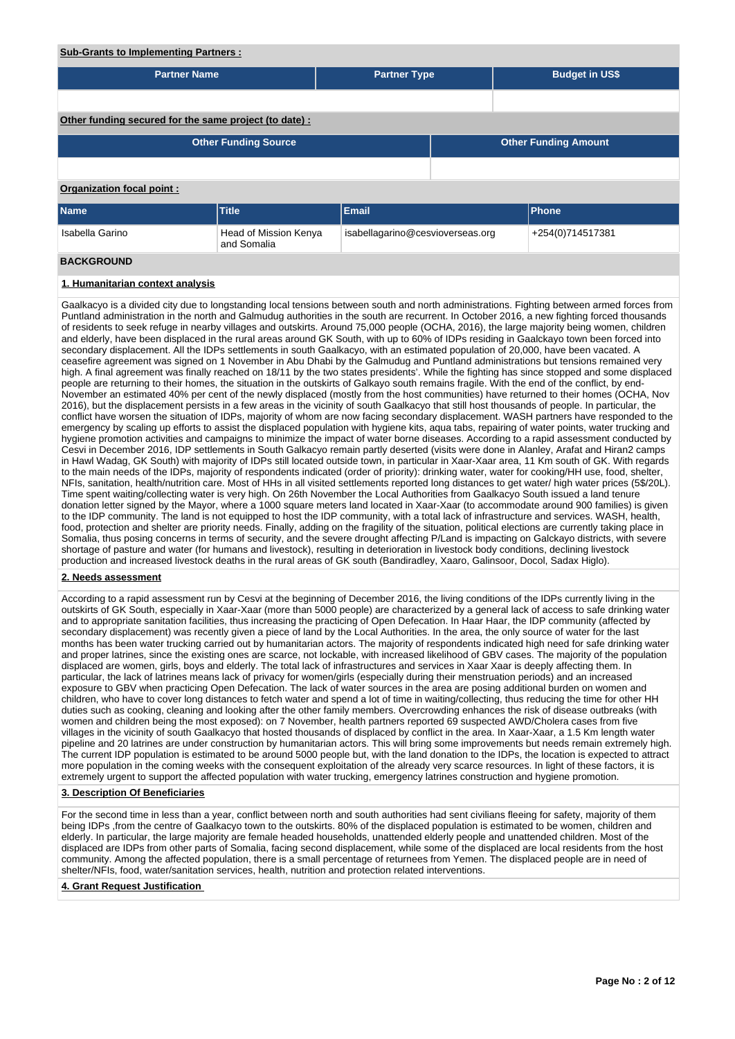**Sub-Grants to Implementing Partners :**

| Partner Name | Partner Type | Budget in US$ |
|---|---|---|
| | | |

**Other funding secured for the same project (to date) :**

| Other Funding Source | Other Funding Amount |
|---|---|
| | |

**Organization focal point :**

| Name | Title | Email | Phone |
|---|---|---|---|
| Isabella Garino | Head of Mission Kenya and Somalia | isabellagarino@cesvioverseas.org | +254(0)714517381 |

## BACKGROUND

### 1. Humanitarian context analysis

Gaalkacyo is a divided city due to longstanding local tensions between south and north administrations. Fighting between armed forces from Puntland administration in the north and Galmudug authorities in the south are recurrent. In October 2016, a new fighting forced thousands of residents to seek refuge in nearby villages and outskirts. Around 75,000 people (OCHA, 2016), the large majority being women, children and elderly, have been displaced in the rural areas around GK South, with up to 60% of IDPs residing in Gaalckayo town been forced into secondary displacement. All the IDPs settlements in south Gaalkacyo, with an estimated population of 20,000, have been vacated. A ceasefire agreement was signed on 1 November in Abu Dhabi by the Galmudug and Puntland administrations but tensions remained very high. A final agreement was finally reached on 18/11 by the two states presidents'. While the fighting has since stopped and some displaced people are returning to their homes, the situation in the outskirts of Galkayo south remains fragile. With the end of the conflict, by end-November an estimated 40% per cent of the newly displaced (mostly from the host communities) have returned to their homes (OCHA, Nov 2016), but the displacement persists in a few areas in the vicinity of south Gaalkacyo that still host thousands of people. In particular, the conflict have worsen the situation of IDPs, majority of whom are now facing secondary displacement. WASH partners have responded to the emergency by scaling up efforts to assist the displaced population with hygiene kits, aqua tabs, repairing of water points, water trucking and hygiene promotion activities and campaigns to minimize the impact of water borne diseases. According to a rapid assessment conducted by Cesvi in December 2016, IDP settlements in South Galkacyo remain partly deserted (visits were done in Alanley, Arafat and Hiran2 camps in Hawl Wadag, GK South) with majority of IDPs still located outside town, in particular in Xaar-Xaar area, 11 Km south of GK. With regards to the main needs of the IDPs, majority of respondents indicated (order of priority): drinking water, water for cooking/HH use, food, shelter, NFIs, sanitation, health/nutrition care. Most of HHs in all visited settlements reported long distances to get water/ high water prices (5$/20L). Time spent waiting/collecting water is very high. On 26th November the Local Authorities from Gaalkacyo South issued a land tenure donation letter signed by the Mayor, where a 1000 square meters land located in Xaar-Xaar (to accommodate around 900 families) is given to the IDP community. The land is not equipped to host the IDP community, with a total lack of infrastructure and services. WASH, health, food, protection and shelter are priority needs. Finally, adding on the fragility of the situation, political elections are currently taking place in Somalia, thus posing concerns in terms of security, and the severe drought affecting P/Land is impacting on Galckayo districts, with severe shortage of pasture and water (for humans and livestock), resulting in deterioration in livestock body conditions, declining livestock production and increased livestock deaths in the rural areas of GK south (Bandiradley, Xaaro, Galinsoor, Docol, Sadax Higlo).

### 2. Needs assessment

According to a rapid assessment run by Cesvi at the beginning of December 2016, the living conditions of the IDPs currently living in the outskirts of GK South, especially in Xaar-Xaar (more than 5000 people) are characterized by a general lack of access to safe drinking water and to appropriate sanitation facilities, thus increasing the practicing of Open Defecation. In Haar Haar, the IDP community (affected by secondary displacement) was recently given a piece of land by the Local Authorities. In the area, the only source of water for the last months has been water trucking carried out by humanitarian actors. The majority of respondents indicated high need for safe drinking water and proper latrines, since the existing ones are scarce, not lockable, with increased likelihood of GBV cases. The majority of the population displaced are women, girls, boys and elderly. The total lack of infrastructures and services in Xaar Xaar is deeply affecting them. In particular, the lack of latrines means lack of privacy for women/girls (especially during their menstruation periods) and an increased exposure to GBV when practicing Open Defecation. The lack of water sources in the area are posing additional burden on women and children, who have to cover long distances to fetch water and spend a lot of time in waiting/collecting, thus reducing the time for other HH duties such as cooking, cleaning and looking after the other family members. Overcrowding enhances the risk of disease outbreaks (with women and children being the most exposed): on 7 November, health partners reported 69 suspected AWD/Cholera cases from five villages in the vicinity of south Gaalkacyo that hosted thousands of displaced by conflict in the area. In Xaar-Xaar, a 1.5 Km length water pipeline and 20 latrines are under construction by humanitarian actors. This will bring some improvements but needs remain extremely high. The current IDP population is estimated to be around 5000 people but, with the land donation to the IDPs, the location is expected to attract more population in the coming weeks with the consequent exploitation of the already very scarce resources. In light of these factors, it is extremely urgent to support the affected population with water trucking, emergency latrines construction and hygiene promotion.

### 3. Description Of Beneficiaries

For the second time in less than a year, conflict between north and south authorities had sent civilians fleeing for safety, majority of them being IDPs ,from the centre of Gaalkacyo town to the outskirts. 80% of the displaced population is estimated to be women, children and elderly. In particular, the large majority are female headed households, unattended elderly people and unattended children. Most of the displaced are IDPs from other parts of Somalia, facing second displacement, while some of the displaced are local residents from the host community. Among the affected population, there is a small percentage of returnees from Yemen. The displaced people are in need of shelter/NFIs, food, water/sanitation services, health, nutrition and protection related interventions.

### 4. Grant Request Justification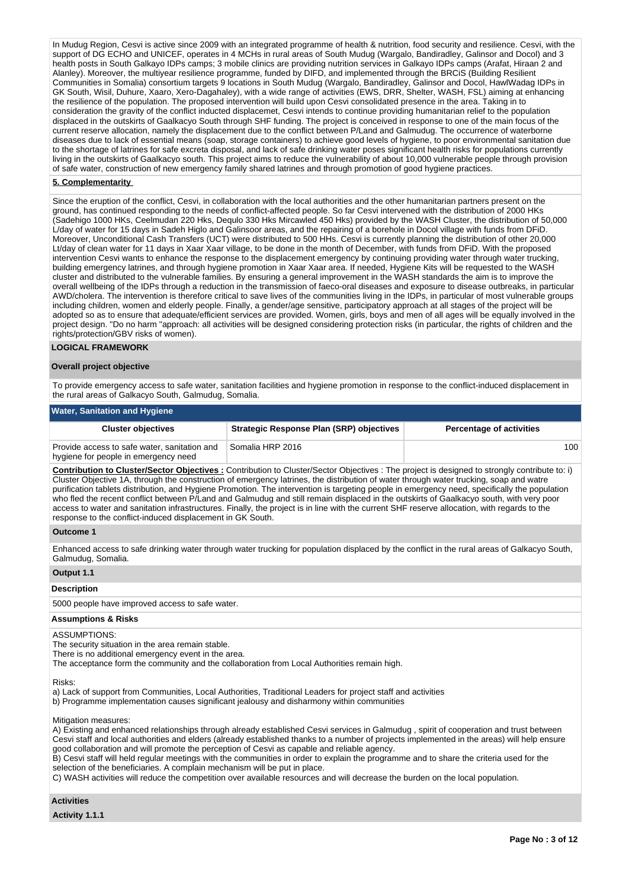In Mudug Region, Cesvi is active since 2009 with an integrated programme of health & nutrition, food security and resilience. Cesvi, with the support of DG ECHO and UNICEF, operates in 4 MCHs in rural areas of South Mudug (Wargalo, Bandiradley, Galinsor and Docol) and 3 health posts in South Galkayo IDPs camps; 3 mobile clinics are providing nutrition services in Galkayo IDPs camps (Arafat, Hiraan 2 and Alanley). Moreover, the multiyear resilience programme, funded by DIFD, and implemented through the BRCiS (Building Resilient Communities in Somalia) consortium targets 9 locations in South Mudug (Wargalo, Bandiradley, Galinsor and Docol, HawlWadag IDPs in GK South, Wisil, Duhure, Xaaro, Xero-Dagahaley), with a wide range of activities (EWS, DRR, Shelter, WASH, FSL) aiming at enhancing the resilience of the population. The proposed intervention will build upon Cesvi consolidated presence in the area. Taking in to consideration the gravity of the conflict inducted displacemet, Cesvi intends to continue providing humanitarian relief to the population displaced in the outskirts of Gaalkacyo South through SHF funding. The project is conceived in response to one of the main focus of the current reserve allocation, namely the displacement due to the conflict between P/Land and Galmudug. The occurrence of waterborne diseases due to lack of essential means (soap, storage containers) to achieve good levels of hygiene, to poor environmental sanitation due to the shortage of latrines for safe excreta disposal, and lack of safe drinking water poses significant health risks for populations currently living in the outskirts of Gaalkacyo south. This project aims to reduce the vulnerability of about 10,000 vulnerable people through provision of safe water, construction of new emergency family shared latrines and through promotion of good hygiene practices.

**5. Complementarity**

Since the eruption of the conflict, Cesvi, in collaboration with the local authorities and the other humanitarian partners present on the ground, has continued responding to the needs of conflict-affected people. So far Cesvi intervened with the distribution of 2000 HKs (Sadehigo 1000 HKs, Ceelmudan 220 Hks, Dequlo 330 Hks Mircawled 450 Hks) provided by the WASH Cluster, the distribution of 50,000 L/day of water for 15 days in Sadeh Higlo and Galinsoor areas, and the repairing of a borehole in Docol village with funds from DFiD. Moreover, Unconditional Cash Transfers (UCT) were distributed to 500 HHs. Cesvi is currently planning the distribution of other 20,000 Lt/day of clean water for 11 days in Xaar Xaar village, to be done in the month of December, with funds from DFiD. With the proposed intervention Cesvi wants to enhance the response to the displacement emergency by continuing providing water through water trucking, building emergency latrines, and through hygiene promotion in Xaar Xaar area. If needed, Hygiene Kits will be requested to the WASH cluster and distributed to the vulnerable families. By ensuring a general improvement in the WASH standards the aim is to improve the overall wellbeing of the IDPs through a reduction in the transmission of faeco-oral diseases and exposure to disease outbreaks, in particular AWD/cholera. The intervention is therefore critical to save lives of the communities living in the IDPs, in particular of most vulnerable groups including children, women and elderly people. Finally, a gender/age sensitive, participatory approach at all stages of the project will be adopted so as to ensure that adequate/efficient services are provided. Women, girls, boys and men of all ages will be equally involved in the project design. "Do no harm "approach: all activities will be designed considering protection risks (in particular, the rights of children and the rights/protection/GBV risks of women).

## LOGICAL FRAMEWORK

### Overall project objective

To provide emergency access to safe water, sanitation facilities and hygiene promotion in response to the conflict-induced displacement in the rural areas of Galkacyo South, Galmudug, Somalia.

### Water, Sanitation and Hygiene

| Cluster objectives | Strategic Response Plan (SRP) objectives | Percentage of activities |
|---|---|---|
| Provide access to safe water, sanitation and hygiene for people in emergency need | Somalia HRP 2016 | 100 |

**Contribution to Cluster/Sector Objectives :** Contribution to Cluster/Sector Objectives : The project is designed to strongly contribute to: i) Cluster Objective 1A, through the construction of emergency latrines, the distribution of water through water trucking, soap and watre purification tablets distribution, and Hygiene Promotion. The intervention is targeting people in emergency need, specifically the population who fled the recent conflict between P/Land and Galmudug and still remain displaced in the outskirts of Gaalkacyo south, with very poor access to water and sanitation infrastructures. Finally, the project is in line with the current SHF reserve allocation, with regards to the response to the conflict-induced displacement in GK South.

**Outcome 1**

Enhanced access to safe drinking water through water trucking for population displaced by the conflict in the rural areas of Galkacyo South, Galmudug, Somalia.

**Output 1.1**

**Description**

5000 people have improved access to safe water.

**Assumptions & Risks**

ASSUMPTIONS:
The security situation in the area remain stable.
There is no additional emergency event in the area.
The acceptance form the community and the collaboration from Local Authorities remain high.

Risks:
a) Lack of support from Communities, Local Authorities, Traditional Leaders for project staff and activities
b) Programme implementation causes significant jealousy and disharmony within communities

Mitigation measures:
A) Existing and enhanced relationships through already established Cesvi services in Galmudug , spirit of cooperation and trust between Cesvi staff and local authorities and elders (already established thanks to a number of projects implemented in the areas) will help ensure good collaboration and will promote the perception of Cesvi as capable and reliable agency.
B) Cesvi staff will held regular meetings with the communities in order to explain the programme and to share the criteria used for the selection of the beneficiaries. A complain mechanism will be put in place.
C) WASH activities will reduce the competition over available resources and will decrease the burden on the local population.

**Activities**

**Activity 1.1.1**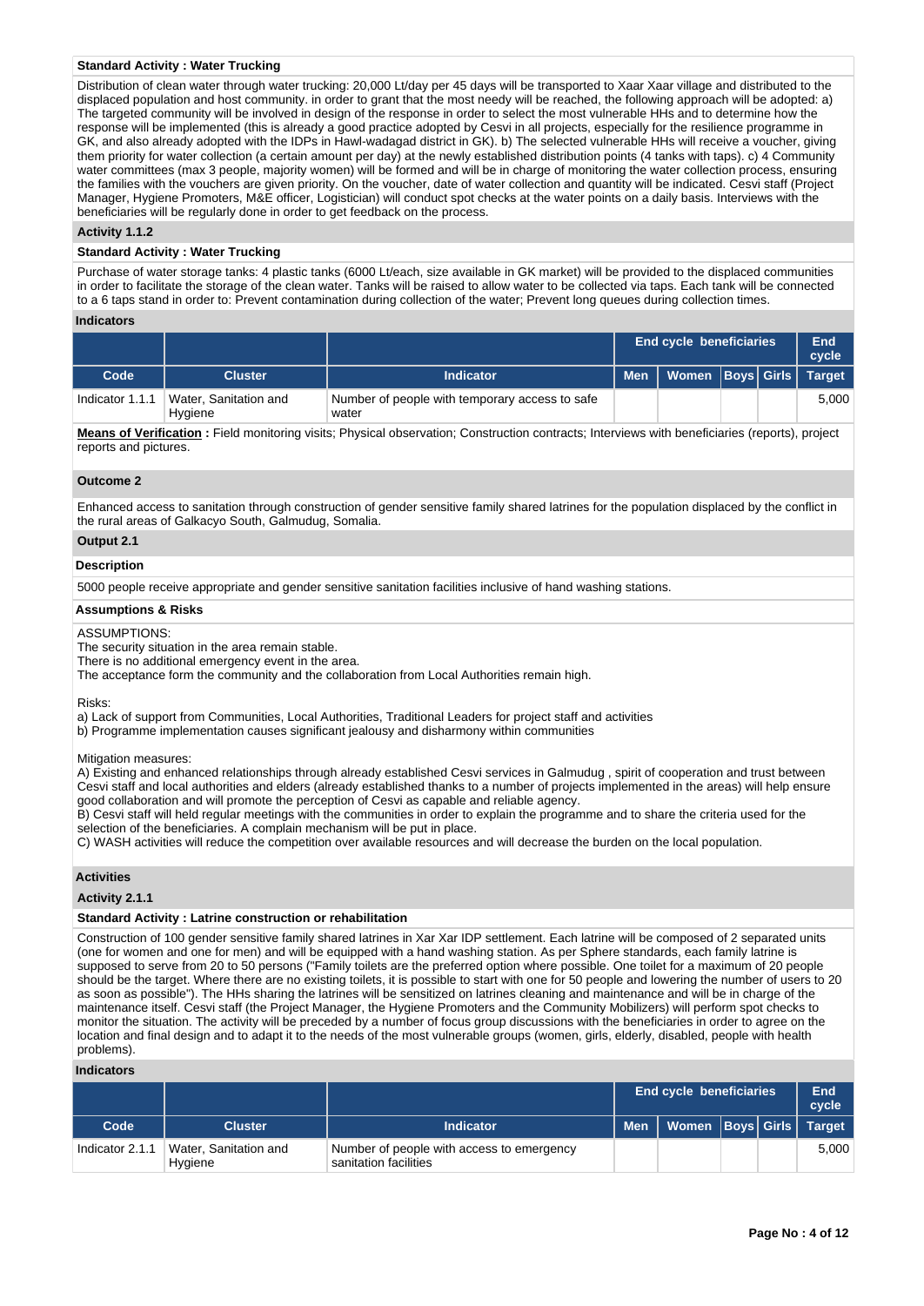**Standard Activity : Water Trucking**

Distribution of clean water through water trucking: 20,000 Lt/day per 45 days will be transported to Xaar Xaar village and distributed to the displaced population and host community. in order to grant that the most needy will be reached, the following approach will be adopted: a) The targeted community will be involved in design of the response in order to select the most vulnerable HHs and to determine how the response will be implemented (this is already a good practice adopted by Cesvi in all projects, especially for the resilience programme in GK, and also already adopted with the IDPs in Hawl-wadagad district in GK). b) The selected vulnerable HHs will receive a voucher, giving them priority for water collection (a certain amount per day) at the newly established distribution points (4 tanks with taps). c) 4 Community water committees (max 3 people, majority women) will be formed and will be in charge of monitoring the water collection process, ensuring the families with the vouchers are given priority. On the voucher, date of water collection and quantity will be indicated. Cesvi staff (Project Manager, Hygiene Promoters, M&E officer, Logistician) will conduct spot checks at the water points on a daily basis. Interviews with the beneficiaries will be regularly done in order to get feedback on the process.

### Activity 1.1.2

**Standard Activity : Water Trucking**

Purchase of water storage tanks: 4 plastic tanks (6000 Lt/each, size available in GK market) will be provided to the displaced communities in order to facilitate the storage of the clean water. Tanks will be raised to allow water to be collected via taps. Each tank will be connected to a 6 taps stand in order to: Prevent contamination during collection of the water; Prevent long queues during collection times.

### Indicators

| | | | End cycle beneficiaries | | | | End cycle |
|---|---|---|---|---|---|---|---|
| **Code** | **Cluster** | **Indicator** | **Men** | **Women** | **Boys** | **Girls** | **Target** |
| Indicator 1.1.1 | Water, Sanitation and Hygiene | Number of people with temporary access to safe water | | | | | 5,000 |

**Means of Verification :** Field monitoring visits; Physical observation; Construction contracts; Interviews with beneficiaries (reports), project reports and pictures.

### Outcome 2

Enhanced access to sanitation through construction of gender sensitive family shared latrines for the population displaced by the conflict in the rural areas of Galkacyo South, Galmudug, Somalia.

### Output 2.1

**Description**

5000 people receive appropriate and gender sensitive sanitation facilities inclusive of hand washing stations.

**Assumptions & Risks**

ASSUMPTIONS:
The security situation in the area remain stable.
There is no additional emergency event in the area.
The acceptance form the community and the collaboration from Local Authorities remain high.

Risks:
a) Lack of support from Communities, Local Authorities, Traditional Leaders for project staff and activities
b) Programme implementation causes significant jealousy and disharmony within communities

Mitigation measures:
A) Existing and enhanced relationships through already established Cesvi services in Galmudug , spirit of cooperation and trust between Cesvi staff and local authorities and elders (already established thanks to a number of projects implemented in the areas) will help ensure good collaboration and will promote the perception of Cesvi as capable and reliable agency.
B) Cesvi staff will held regular meetings with the communities in order to explain the programme and to share the criteria used for the selection of the beneficiaries. A complain mechanism will be put in place.
C) WASH activities will reduce the competition over available resources and will decrease the burden on the local population.

### Activities

### Activity 2.1.1

**Standard Activity : Latrine construction or rehabilitation**

Construction of 100 gender sensitive family shared latrines in Xar Xar IDP settlement. Each latrine will be composed of 2 separated units (one for women and one for men) and will be equipped with a hand washing station. As per Sphere standards, each family latrine is supposed to serve from 20 to 50 persons ("Family toilets are the preferred option where possible. One toilet for a maximum of 20 people should be the target. Where there are no existing toilets, it is possible to start with one for 50 people and lowering the number of users to 20 as soon as possible"). The HHs sharing the latrines will be sensitized on latrines cleaning and maintenance and will be in charge of the maintenance itself. Cesvi staff (the Project Manager, the Hygiene Promoters and the Community Mobilizers) will perform spot checks to monitor the situation. The activity will be preceded by a number of focus group discussions with the beneficiaries in order to agree on the location and final design and to adapt it to the needs of the most vulnerable groups (women, girls, elderly, disabled, people with health problems).

### Indicators

| | | | End cycle beneficiaries | | | | End cycle |
|---|---|---|---|---|---|---|---|
| **Code** | **Cluster** | **Indicator** | **Men** | **Women** | **Boys** | **Girls** | **Target** |
| Indicator 2.1.1 | Water, Sanitation and Hygiene | Number of people with access to emergency sanitation facilities | | | | | 5,000 |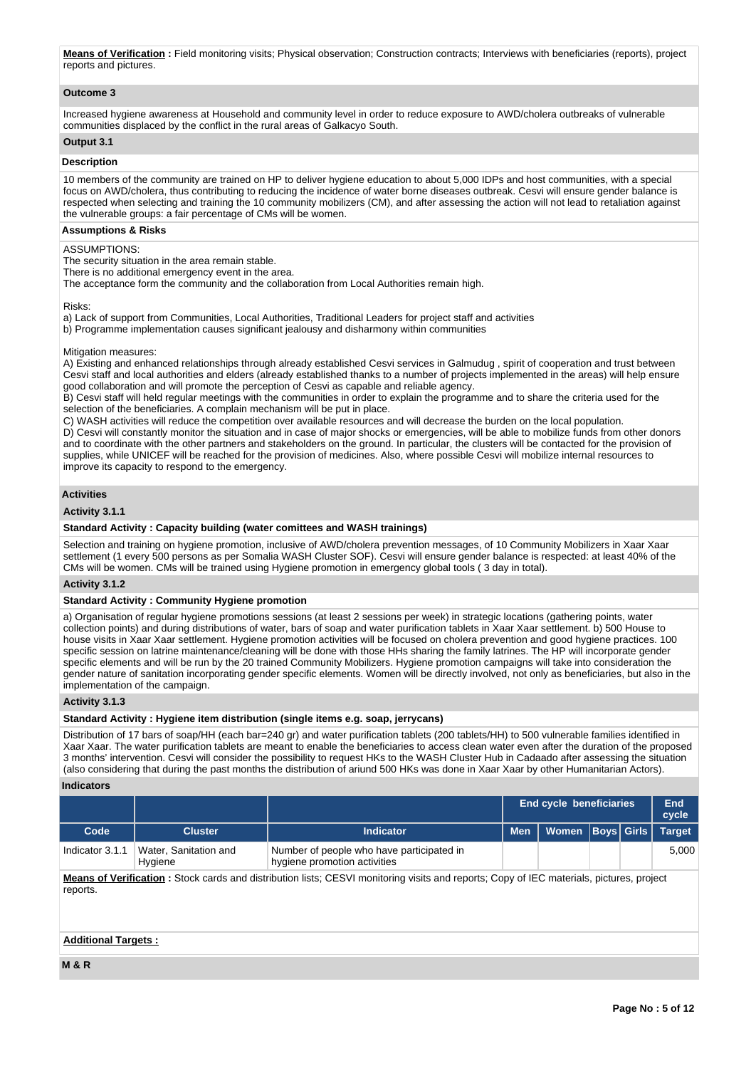**Means of Verification :** Field monitoring visits; Physical observation; Construction contracts; Interviews with beneficiaries (reports), project reports and pictures.

### Outcome 3

Increased hygiene awareness at Household and community level in order to reduce exposure to AWD/cholera outbreaks of vulnerable communities displaced by the conflict in the rural areas of Galkacyo South.

### Output 3.1

#### Description

10 members of the community are trained on HP to deliver hygiene education to about 5,000 IDPs and host communities, with a special focus on AWD/cholera, thus contributing to reducing the incidence of water borne diseases outbreak. Cesvi will ensure gender balance is respected when selecting and training the 10 community mobilizers (CM), and after assessing the action will not lead to retaliation against the vulnerable groups: a fair percentage of CMs will be women.

#### Assumptions & Risks

ASSUMPTIONS:
The security situation in the area remain stable.
There is no additional emergency event in the area.
The acceptance form the community and the collaboration from Local Authorities remain high.

Risks:
a) Lack of support from Communities, Local Authorities, Traditional Leaders for project staff and activities
b) Programme implementation causes significant jealousy and disharmony within communities

Mitigation measures:
A) Existing and enhanced relationships through already established Cesvi services in Galmudug , spirit of cooperation and trust between Cesvi staff and local authorities and elders (already established thanks to a number of projects implemented in the areas) will help ensure good collaboration and will promote the perception of Cesvi as capable and reliable agency.
B) Cesvi staff will held regular meetings with the communities in order to explain the programme and to share the criteria used for the selection of the beneficiaries. A complain mechanism will be put in place.
C) WASH activities will reduce the competition over available resources and will decrease the burden on the local population.
D) Cesvi will constantly monitor the situation and in case of major shocks or emergencies, will be able to mobilize funds from other donors and to coordinate with the other partners and stakeholders on the ground. In particular, the clusters will be contacted for the provision of supplies, while UNICEF will be reached for the provision of medicines. Also, where possible Cesvi will mobilize internal resources to improve its capacity to respond to the emergency.

### Activities

#### Activity 3.1.1

**Standard Activity : Capacity building (water comittees and WASH trainings)**

Selection and training on hygiene promotion, inclusive of AWD/cholera prevention messages, of 10 Community Mobilizers in Xaar Xaar settlement (1 every 500 persons as per Somalia WASH Cluster SOF). Cesvi will ensure gender balance is respected: at least 40% of the CMs will be women. CMs will be trained using Hygiene promotion in emergency global tools ( 3 day in total).

#### Activity 3.1.2

**Standard Activity : Community Hygiene promotion**

a) Organisation of regular hygiene promotions sessions (at least 2 sessions per week) in strategic locations (gathering points, water collection points) and during distributions of water, bars of soap and water purification tablets in Xaar Xaar settlement. b) 500 House to house visits in Xaar Xaar settlement. Hygiene promotion activities will be focused on cholera prevention and good hygiene practices. 100 specific session on latrine maintenance/cleaning will be done with those HHs sharing the family latrines. The HP will incorporate gender specific elements and will be run by the 20 trained Community Mobilizers. Hygiene promotion campaigns will take into consideration the gender nature of sanitation incorporating gender specific elements. Women will be directly involved, not only as beneficiaries, but also in the implementation of the campaign.

#### Activity 3.1.3

**Standard Activity : Hygiene item distribution (single items e.g. soap, jerrycans)**

Distribution of 17 bars of soap/HH (each bar=240 gr) and water purification tablets (200 tablets/HH) to 500 vulnerable families identified in Xaar Xaar. The water purification tablets are meant to enable the beneficiaries to access clean water even after the duration of the proposed 3 months' intervention. Cesvi will consider the possibility to request HKs to the WASH Cluster Hub in Cadaado after assessing the situation (also considering that during the past months the distribution of ariund 500 HKs was done in Xaar Xaar by other Humanitarian Actors).

#### Indicators

| | | | End cycle beneficiaries | | | | End cycle |
|---|---|---|---|---|---|---|---|
| Code | Cluster | Indicator | Men | Women | Boys | Girls | Target |
| Indicator 3.1.1 | Water, Sanitation and Hygiene | Number of people who have participated in hygiene promotion activities | | | | | 5,000 |

**Means of Verification :** Stock cards and distribution lists; CESVI monitoring visits and reports; Copy of IEC materials, pictures, project reports.

**Additional Targets :**

### M & R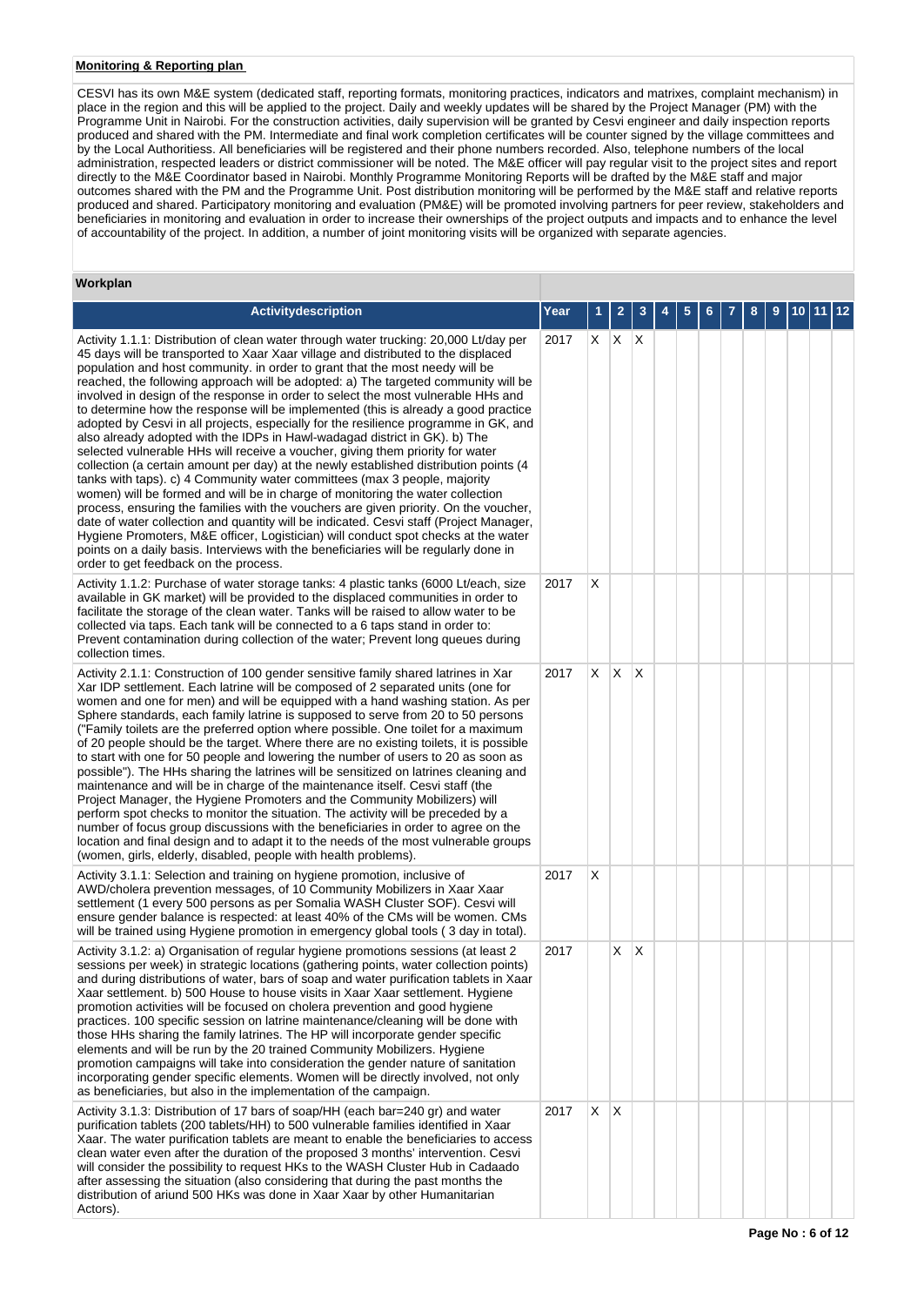**Monitoring & Reporting plan**

CESVI has its own M&E system (dedicated staff, reporting formats, monitoring practices, indicators and matrixes, complaint mechanism) in place in the region and this will be applied to the project. Daily and weekly updates will be shared by the Project Manager (PM) with the Programme Unit in Nairobi. For the construction activities, daily supervision will be granted by Cesvi engineer and daily inspection reports produced and shared with the PM. Intermediate and final work completion certificates will be counter signed by the village committees and by the Local Authoritiess. All beneficiaries will be registered and their phone numbers recorded. Also, telephone numbers of the local administration, respected leaders or district commissioner will be noted. The M&E officer will pay regular visit to the project sites and report directly to the M&E Coordinator based in Nairobi. Monthly Programme Monitoring Reports will be drafted by the M&E staff and major outcomes shared with the PM and the Programme Unit. Post distribution monitoring will be performed by the M&E staff and relative reports produced and shared. Participatory monitoring and evaluation (PM&E) will be promoted involving partners for peer review, stakeholders and beneficiaries in monitoring and evaluation in order to increase their ownerships of the project outputs and impacts and to enhance the level of accountability of the project. In addition, a number of joint monitoring visits will be organized with separate agencies.

**Workplan**

| Activitydescription | Year | 1 | 2 | 3 | 4 | 5 | 6 | 7 | 8 | 9 | 10 | 11 | 12 |
|---|---|---|---|---|---|---|---|---|---|---|---|---|---|
| Activity 1.1.1: Distribution of clean water through water trucking: 20,000 Lt/day per 45 days will be transported to Xaar Xaar village and distributed to the displaced population and host community. in order to grant that the most needy will be reached, the following approach will be adopted: a) The targeted community will be involved in design of the response in order to select the most vulnerable HHs and to determine how the response will be implemented (this is already a good practice adopted by Cesvi in all projects, especially for the resilience programme in GK, and also already adopted with the IDPs in Hawl-wadagad district in GK). b) The selected vulnerable HHs will receive a voucher, giving them priority for water collection (a certain amount per day) at the newly established distribution points (4 tanks with taps). c) 4 Community water committees (max 3 people, majority women) will be formed and will be in charge of monitoring the water collection process, ensuring the families with the vouchers are given priority. On the voucher, date of water collection and quantity will be indicated. Cesvi staff (Project Manager, Hygiene Promoters, M&E officer, Logistician) will conduct spot checks at the water points on a daily basis. Interviews with the beneficiaries will be regularly done in order to get feedback on the process. | 2017 | X | X | X | | | | | | | | | |
| Activity 1.1.2: Purchase of water storage tanks: 4 plastic tanks (6000 Lt/each, size available in GK market) will be provided to the displaced communities in order to facilitate the storage of the clean water. Tanks will be raised to allow water to be collected via taps. Each tank will be connected to a 6 taps stand in order to: Prevent contamination during collection of the water; Prevent long queues during collection times. | 2017 | X | | | | | | | | | | | |
| Activity 2.1.1: Construction of 100 gender sensitive family shared latrines in Xar Xar IDP settlement. Each latrine will be composed of 2 separated units (one for women and one for men) and will be equipped with a hand washing station. As per Sphere standards, each family latrine is supposed to serve from 20 to 50 persons ("Family toilets are the preferred option where possible. One toilet for a maximum of 20 people should be the target. Where there are no existing toilets, it is possible to start with one for 50 people and lowering the number of users to 20 as soon as possible"). The HHs sharing the latrines will be sensitized on latrines cleaning and maintenance and will be in charge of the maintenance itself. Cesvi staff (the Project Manager, the Hygiene Promoters and the Community Mobilizers) will perform spot checks to monitor the situation. The activity will be preceded by a number of focus group discussions with the beneficiaries in order to agree on the location and final design and to adapt it to the needs of the most vulnerable groups (women, girls, elderly, disabled, people with health problems). | 2017 | X | X | X | | | | | | | | | |
| Activity 3.1.1: Selection and training on hygiene promotion, inclusive of AWD/cholera prevention messages, of 10 Community Mobilizers in Xaar Xaar settlement (1 every 500 persons as per Somalia WASH Cluster SOF). Cesvi will ensure gender balance is respected: at least 40% of the CMs will be women. CMs will be trained using Hygiene promotion in emergency global tools ( 3 day in total). | 2017 | X | | | | | | | | | | | |
| Activity 3.1.2: a) Organisation of regular hygiene promotions sessions (at least 2 sessions per week) in strategic locations (gathering points, water collection points) and during distributions of water, bars of soap and water purification tablets in Xaar Xaar settlement. b) 500 House to house visits in Xaar Xaar settlement. Hygiene promotion activities will be focused on cholera prevention and good hygiene practices. 100 specific session on latrine maintenance/cleaning will be done with those HHs sharing the family latrines. The HP will incorporate gender specific elements and will be run by the 20 trained Community Mobilizers. Hygiene promotion campaigns will take into consideration the gender nature of sanitation incorporating gender specific elements. Women will be directly involved, not only as beneficiaries, but also in the implementation of the campaign. | 2017 | | X | X | | | | | | | | | |
| Activity 3.1.3: Distribution of 17 bars of soap/HH (each bar=240 gr) and water purification tablets (200 tablets/HH) to 500 vulnerable families identified in Xaar Xaar. The water purification tablets are meant to enable the beneficiaries to access clean water even after the duration of the proposed 3 months' intervention. Cesvi will consider the possibility to request HKs to the WASH Cluster Hub in Cadaado after assessing the situation (also considering that during the past months the distribution of ariund 500 HKs was done in Xaar Xaar by other Humanitarian Actors). | 2017 | X | X | | | | | | | | | | |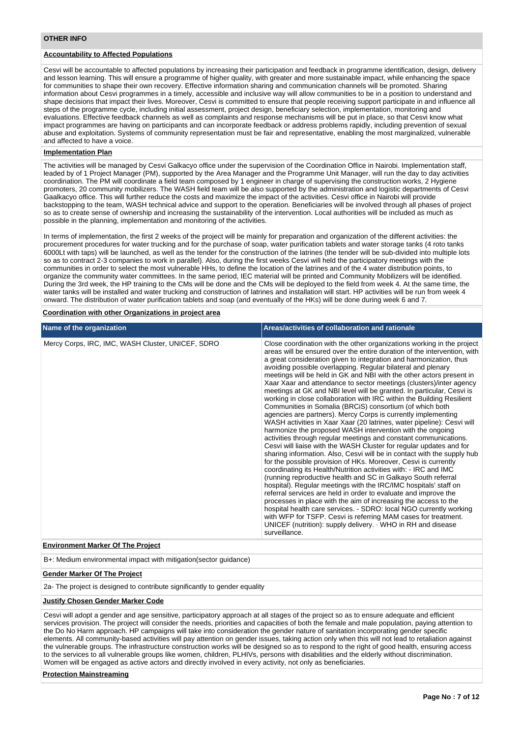## OTHER INFO

### Accountability to Affected Populations

Cesvi will be accountable to affected populations by increasing their participation and feedback in programme identification, design, delivery and lesson learning. This will ensure a programme of higher quality, with greater and more sustainable impact, while enhancing the space for communities to shape their own recovery. Effective information sharing and communication channels will be promoted. Sharing information about Cesvi programmes in a timely, accessible and inclusive way will allow communities to be in a position to understand and shape decisions that impact their lives. Moreover, Cesvi is committed to ensure that people receiving support participate in and influence all steps of the programme cycle, including initial assessment, project design, beneficiary selection, implementation, monitoring and evaluations. Effective feedback channels as well as complaints and response mechanisms will be put in place, so that Cesvi know what impact programmes are having on participants and can incorporate feedback or address problems rapidly, including prevention of sexual abuse and exploitation. Systems of community representation must be fair and representative, enabling the most marginalized, vulnerable and affected to have a voice.

### Implementation Plan

The activities will be managed by Cesvi Galkacyo office under the supervision of the Coordination Office in Nairobi. Implementation staff, leaded by of 1 Project Manager (PM), supported by the Area Manager and the Programme Unit Manager, will run the day to day activities coordination. The PM will coordinate a field team composed by 1 engineer in charge of supervising the construction works, 2 Hygiene promoters, 20 community mobilizers. The WASH field team will be also supported by the administration and logistic departments of Cesvi Gaalkacyo office. This will further reduce the costs and maximize the impact of the activities. Cesvi office in Nairobi will provide backstopping to the team, WASH technical advice and support to the operation. Beneficiaries will be involved through all phases of project so as to create sense of ownership and increasing the sustainability of the intervention. Local authorities will be included as much as possible in the planning, implementation and monitoring of the activities.

In terms of implementation, the first 2 weeks of the project will be mainly for preparation and organization of the different activities: the procurement procedures for water trucking and for the purchase of soap, water purification tablets and water storage tanks (4 roto tanks 6000Lt with taps) will be launched, as well as the tender for the construction of the latrines (the tender will be sub-divided into multiple lots so as to contract 2-3 companies to work in parallel). Also, during the first weeks Cesvi will held the participatory meetings with the communities in order to select the most vulnerable HHs, to define the location of the latrines and of the 4 water distribution points, to organize the community water committees. In the same period, IEC material will be printed and Community Mobilizers will be identified. During the 3rd week, the HP training to the CMs will be done and the CMs will be deployed to the field from week 4. At the same time, the water tanks will be installed and water trucking and construction of latrines and installation will start. HP activities will be run from week 4 onward. The distribution of water purification tablets and soap (and eventually of the HKs) will be done during week 6 and 7.

### Coordination with other Organizations in project area

| Name of the organization | Areas/activities of collaboration and rationale |
|---|---|
| Mercy Corps, IRC, IMC, WASH Cluster, UNICEF, SDRO | Close coordination with the other organizations working in the project areas will be ensured over the entire duration of the intervention, with a great consideration given to integration and harmonization, thus avoiding possible overlapping. Regular bilateral and plenary meetings will be held in GK and NBI with the other actors present in Xaar Xaar and attendance to sector meetings (clusters)/inter agency meetings at GK and NBI level will be granted. In particular, Cesvi is working in close collaboration with IRC within the Building Resilient Communities in Somalia (BRCiS) consortium (of which both agencies are partners). Mercy Corps is currently implementing WASH activities in Xaar Xaar (20 latrines, water pipeline): Cesvi will harmonize the proposed WASH intervention with the ongoing activities through regular meetings and constant communications. Cesvi will liaise with the WASH Cluster for regular updates and for sharing information. Also, Cesvi will be in contact with the supply hub for the possible provision of HKs. Moreover, Cesvi is currently coordinating its Health/Nutrition activities with: - IRC and IMC (running reproductive health and SC in Galkayo South referral hospital). Regular meetings with the IRC/IMC hospitals' staff on referral services are held in order to evaluate and improve the processes in place with the aim of increasing the access to the hospital health care services. - SDRO: local NGO currently working with WFP for TSFP. Cesvi is referring MAM cases for treatment. UNICEF (nutrition): supply delivery. · WHO in RH and disease surveillance. |

### Environment Marker Of The Project

B+: Medium environmental impact with mitigation(sector guidance)

### Gender Marker Of The Project

2a- The project is designed to contribute significantly to gender equality

### Justify Chosen Gender Marker Code

Cesvi will adopt a gender and age sensitive, participatory approach at all stages of the project so as to ensure adequate and efficient services provision. The project will consider the needs, priorities and capacities of both the female and male population, paying attention to the Do No Harm approach. HP campaigns will take into consideration the gender nature of sanitation incorporating gender specific elements. All community-based activities will pay attention on gender issues, taking action only when this will not lead to retaliation against the vulnerable groups. The infrastructure construction works will be designed so as to respond to the right of good health, ensuring access to the services to all vulnerable groups like women, children, PLHIVs, persons with disabilities and the elderly without discrimination. Women will be engaged as active actors and directly involved in every activity, not only as beneficiaries.

### Protection Mainstreaming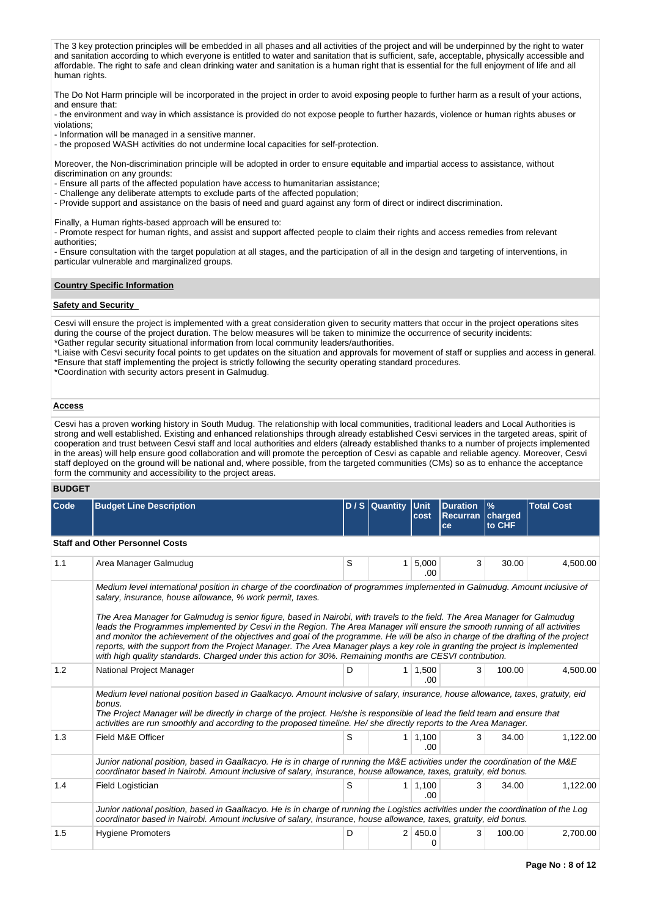The 3 key protection principles will be embedded in all phases and all activities of the project and will be underpinned by the right to water and sanitation according to which everyone is entitled to water and sanitation that is sufficient, safe, acceptable, physically accessible and affordable. The right to safe and clean drinking water and sanitation is a human right that is essential for the full enjoyment of life and all human rights.

The Do Not Harm principle will be incorporated in the project in order to avoid exposing people to further harm as a result of your actions, and ensure that:
- the environment and way in which assistance is provided do not expose people to further hazards, violence or human rights abuses or violations;
- Information will be managed in a sensitive manner.
- the proposed WASH activities do not undermine local capacities for self-protection.

Moreover, the Non-discrimination principle will be adopted in order to ensure equitable and impartial access to assistance, without discrimination on any grounds:
- Ensure all parts of the affected population have access to humanitarian assistance;
- Challenge any deliberate attempts to exclude parts of the affected population;
- Provide support and assistance on the basis of need and guard against any form of direct or indirect discrimination.

Finally, a Human rights-based approach will be ensured to:
- Promote respect for human rights, and assist and support affected people to claim their rights and access remedies from relevant authorities;
- Ensure consultation with the target population at all stages, and the participation of all in the design and targeting of interventions, in particular vulnerable and marginalized groups.

**Country Specific Information**

**Safety and Security**

Cesvi will ensure the project is implemented with a great consideration given to security matters that occur in the project operations sites during the course of the project duration. The below measures will be taken to minimize the occurrence of security incidents:
*Gather regular security situational information from local community leaders/authorities.
*Liaise with Cesvi security focal points to get updates on the situation and approvals for movement of staff or supplies and access in general.
*Ensure that staff implementing the project is strictly following the security operating standard procedures.
*Coordination with security actors present in Galmudug.

**Access**

Cesvi has a proven working history in South Mudug. The relationship with local communities, traditional leaders and Local Authorities is strong and well established. Existing and enhanced relationships through already established Cesvi services in the targeted areas, spirit of cooperation and trust between Cesvi staff and local authorities and elders (already established thanks to a number of projects implemented in the areas) will help ensure good collaboration and will promote the perception of Cesvi as capable and reliable agency. Moreover, Cesvi staff deployed on the ground will be national and, where possible, from the targeted communities (CMs) so as to enhance the acceptance form the community and accessibility to the project areas.

**BUDGET**

| Code | Budget Line Description | D / S | Quantity | Unit cost | Duration Recurrance | % charged to CHF | Total Cost |
|---|---|---|---|---|---|---|---|
| **Staff and Other Personnel Costs** | | | | | | | |
| 1.1 | Area Manager Galmudug | S | 1 | 5,000.00 | 3 | 30.00 | 4,500.00 |
| | *Medium level international position in charge of the coordination of programmes implemented in Galmudug. Amount inclusive of salary, insurance, house allowance, % work permit, taxes.*<br><br>*The Area Manager for Galmudug is senior figure, based in Nairobi, with travels to the field. The Area Manager for Galmudug leads the Programmes implemented by Cesvi in the Region. The Area Manager will ensure the smooth running of all activities and monitor the achievement of the objectives and goal of the programme. He will be also in charge of the drafting of the project reports, with the support from the Project Manager. The Area Manager plays a key role in granting the project is implemented with high quality standards. Charged under this action for 30%. Remaining months are CESVI contribution.* | | | | | | |
| 1.2 | National Project Manager | D | 1 | 1,500.00 | 3 | 100.00 | 4,500.00 |
| | *Medium level national position based in Gaalkacyo. Amount inclusive of salary, insurance, house allowance, taxes, gratuity, eid bonus.*<br>*The Project Manager will be directly in charge of the project. He/she is responsible of lead the field team and ensure that activities are run smoothly and according to the proposed timeline. He/ she directly reports to the Area Manager.* | | | | | | |
| 1.3 | Field M&E Officer | S | 1 | 1,100.00 | 3 | 34.00 | 1,122.00 |
| | *Junior national position, based in Gaalkacyo. He is in charge of running the M&E activities under the coordination of the M&E coordinator based in Nairobi. Amount inclusive of salary, insurance, house allowance, taxes, gratuity, eid bonus.* | | | | | | |
| 1.4 | Field Logistician | S | 1 | 1,100.00 | 3 | 34.00 | 1,122.00 |
| | *Junior national position, based in Gaalkacyo. He is in charge of running the Logistics activities under the coordination of the Log coordinator based in Nairobi. Amount inclusive of salary, insurance, house allowance, taxes, gratuity, eid bonus.* | | | | | | |
| 1.5 | Hygiene Promoters | D | 2 | 450.00 | 3 | 100.00 | 2,700.00 |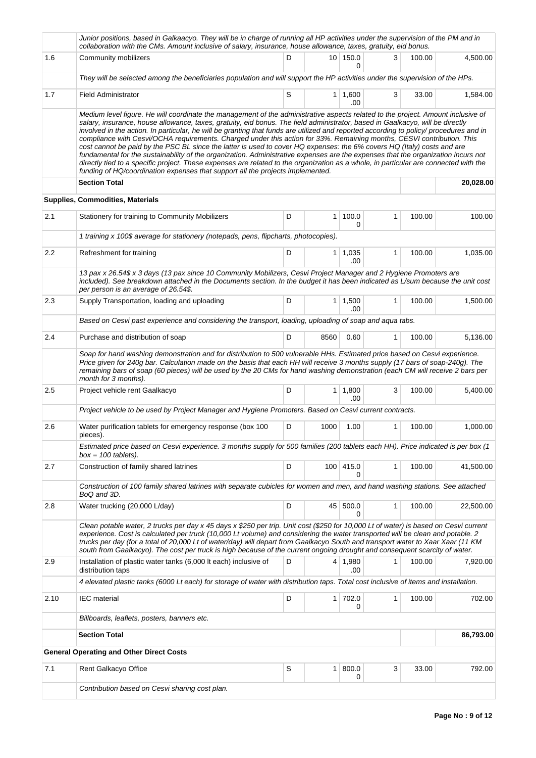| | | | | | | | |
|---|---|---|---|---|---|---|---|
| | *Junior positions, based in Galkaacyo. They will be in charge of running all HP activities under the supervision of the PM and in collaboration with the CMs. Amount inclusive of salary, insurance, house allowance, taxes, gratuity, eid bonus.* | | | | | | |
| 1.6 | Community mobilizers | D | 10 | 150.00 | 3 | 100.00 | 4,500.00 |
| | *They will be selected among the beneficiaries population and will support the HP activities under the supervision of the HPs.* | | | | | | |
| 1.7 | Field Administrator | S | 1 | 1,600.00 | 3 | 33.00 | 1,584.00 |
| | *Medium level figure. He will coordinate the management of the administrative aspects related to the project. Amount inclusive of salary, insurance, house allowance, taxes, gratuity, eid bonus. The field administrator, based in Gaalkacyo, will be directly involved in the action. In particular, he will be granting that funds are utilized and reported according to policy/ procedures and in compliance with Cesvi/OCHA requirements. Charged under this action for 33%. Remaining months, CESVI contribution. This cost cannot be paid by the PSC BL since the latter is used to cover HQ expenses: the 6% covers HQ (Italy) costs and are fundamental for the sustainability of the organization. Administrative expenses are the expenses that the organization incurs not directly tied to a specific project. These expenses are related to the organization as a whole, in particular are connected with the funding of HQ/coordination expenses that support all the projects implemented.* | | | | | | |
| | **Section Total** | | | | | | **20,028.00** |
| **Supplies, Commodities, Materials** | | | | | | | |
| 2.1 | Stationery for training to Community Mobilizers | D | 1 | 100.00 | 1 | 100.00 | 100.00 |
| | *1 training x 100$ average for stationery (notepads, pens, flipcharts, photocopies).* | | | | | | |
| 2.2 | Refreshment for training | D | 1 | 1,035.00 | 1 | 100.00 | 1,035.00 |
| | *13 pax x 26.54$ x 3 days (13 pax since 10 Community Mobilizers, Cesvi Project Manager and 2 Hygiene Promoters are included). See breakdown attached in the Documents section. In the budget it has been indicated as L/sum because the unit cost per person is an average of 26.54$.* | | | | | | |
| 2.3 | Supply Transportation, loading and uploading | D | 1 | 1,500.00 | 1 | 100.00 | 1,500.00 |
| | *Based on Cesvi past experience and considering the transport, loading, uploading of soap and aqua tabs.* | | | | | | |
| 2.4 | Purchase and distribution of soap | D | 8560 | 0.60 | 1 | 100.00 | 5,136.00 |
| | *Soap for hand washing demonstration and for distribution to 500 vulnerable HHs. Estimated price based on Cesvi experience. Price given for 240g bar. Calculation made on the basis that each HH will receive 3 months supply (17 bars of soap-240g). The remaining bars of soap (60 pieces) will be used by the 20 CMs for hand washing demonstration (each CM will receive 2 bars per month for 3 months).* | | | | | | |
| 2.5 | Project vehicle rent Gaalkacyo | D | 1 | 1,800.00 | 3 | 100.00 | 5,400.00 |
| | *Project vehicle to be used by Project Manager and Hygiene Promoters. Based on Cesvi current contracts.* | | | | | | |
| 2.6 | Water purification tablets for emergency response (box 100 pieces). | D | 1000 | 1.00 | 1 | 100.00 | 1,000.00 |
| | *Estimated price based on Cesvi experience. 3 months supply for 500 families (200 tablets each HH). Price indicated is per box (1 box = 100 tablets).* | | | | | | |
| 2.7 | Construction of family shared latrines | D | 100 | 415.00 | 1 | 100.00 | 41,500.00 |
| | *Construction of 100 family shared latrines with separate cubicles for women and men, and hand washing stations. See attached BoQ and 3D.* | | | | | | |
| 2.8 | Water trucking (20,000 L/day) | D | 45 | 500.00 | 1 | 100.00 | 22,500.00 |
| | *Clean potable water, 2 trucks per day x 45 days x $250 per trip. Unit cost ($250 for 10,000 Lt of water) is based on Cesvi current experience. Cost is calculated per truck (10,000 Lt volume) and considering the water transported will be clean and potable. 2 trucks per day (for a total of 20,000 Lt of water/day) will depart from Gaalkacyo South and transport water to Xaar Xaar (11 KM south from Gaalkacyo). The cost per truck is high because of the current ongoing drought and consequent scarcity of water.* | | | | | | |
| 2.9 | Installation of plastic water tanks (6,000 lt each) inclusive of distribution taps | D | 4 | 1,980.00 | 1 | 100.00 | 7,920.00 |
| | *4 elevated plastic tanks (6000 Lt each) for storage of water with distribution taps. Total cost inclusive of items and installation.* | | | | | | |
| 2.10 | IEC material | D | 1 | 702.00 | 1 | 100.00 | 702.00 |
| | *Billboards, leaflets, posters, banners etc.* | | | | | | |
| | **Section Total** | | | | | | **86,793.00** |
| **General Operating and Other Direct Costs** | | | | | | | |
| 7.1 | Rent Galkacyo Office | S | 1 | 800.00 | 3 | 33.00 | 792.00 |
| | *Contribution based on Cesvi sharing cost plan.* | | | | | | |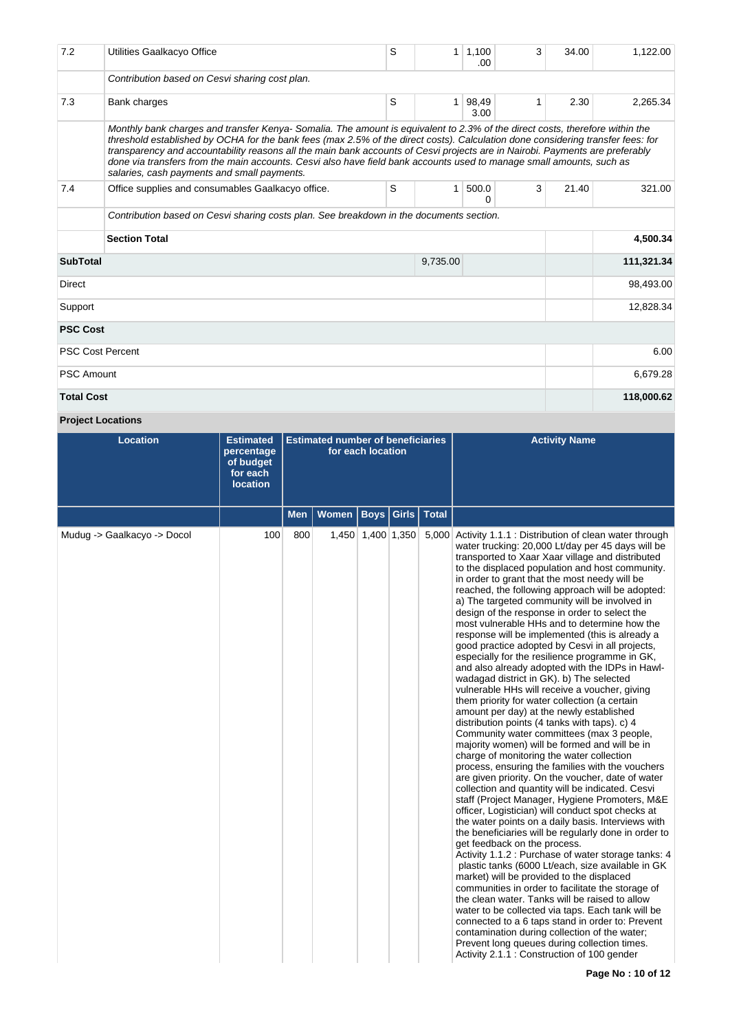| Code | Budget Line Description | D / S | Quantity | Unit cost | Duration Recurran ce | % charged to CHF | Total Cost |
|---|---|---|---|---|---|---|---|
| 7.2 | Utilities Gaalkacyo Office | S | 1 | 1,100.00 | 3 | 34.00 | 1,122.00 |
| | *Contribution based on Cesvi sharing cost plan.* | | | | | | |
| 7.3 | Bank charges | S | 1 | 98,493.00 | 1 | 2.30 | 2,265.34 |
| | *Monthly bank charges and transfer Kenya- Somalia. The amount is equivalent to 2.3% of the direct costs, therefore within the threshold established by OCHA for the bank fees (max 2.5% of the direct costs). Calculation done considering transfer fees: for transparency and accountability reasons all the main bank accounts of Cesvi projects are in Nairobi. Payments are preferably done via transfers from the main accounts. Cesvi also have field bank accounts used to manage small amounts, such as salaries, cash payments and small payments.* | | | | | | |
| 7.4 | Office supplies and consumables Gaalkacyo office. | S | 1 | 500.00 | 3 | 21.40 | 321.00 |
| | *Contribution based on Cesvi sharing costs plan. See breakdown in the documents section.* | | | | | | |
| | **Section Total** | | | | | | **4,500.34** |
| **SubTotal** | | | 9,735.00 | | | | **111,321.34** |
| Direct | | | | | | | 98,493.00 |
| Support | | | | | | | 12,828.34 |
| **PSC Cost** | | | | | | | |
| PSC Cost Percent | | | | | | | 6.00 |
| PSC Amount | | | | | | | 6,679.28 |
| **Total Cost** | | | | | | | **118,000.62** |

**Project Locations**

| Location | Estimated percentage of budget for each location | Estimated number of beneficiaries for each location | | | | | Activity Name |
|---|---|---|---|---|---|---|---|
| | | Men | Women | Boys | Girls | Total | |
| Mudug -> Gaalkacyo -> Docol | 100 | 800 | 1,450 | 1,400 | 1,350 | 5,000 | Activity 1.1.1 : Distribution of clean water through water trucking: 20,000 Lt/day per 45 days will be transported to Xaar Xaar village and distributed to the displaced population and host community. in order to grant that the most needy will be reached, the following approach will be adopted: a) The targeted community will be involved in design of the response in order to select the most vulnerable HHs and to determine how the response will be implemented (this is already a good practice adopted by Cesvi in all projects, especially for the resilience programme in GK, and also already adopted with the IDPs in Hawl-wadagad district in GK). b) The selected vulnerable HHs will receive a voucher, giving them priority for water collection (a certain amount per day) at the newly established distribution points (4 tanks with taps). c) 4 Community water committees (max 3 people, majority women) will be formed and will be in charge of monitoring the water collection process, ensuring the families with the vouchers are given priority. On the voucher, date of water collection and quantity will be indicated. Cesvi staff (Project Manager, Hygiene Promoters, M&E officer, Logistician) will conduct spot checks at the water points on a daily basis. Interviews with the beneficiaries will be regularly done in order to get feedback on the process.<br>Activity 1.1.2 : Purchase of water storage tanks: 4 plastic tanks (6000 Lt/each, size available in GK market) will be provided to the displaced communities in order to facilitate the storage of the clean water. Tanks will be raised to allow water to be collected via taps. Each tank will be connected to a 6 taps stand in order to: Prevent contamination during collection of the water; Prevent long queues during collection times.<br>Activity 2.1.1 : Construction of 100 gender |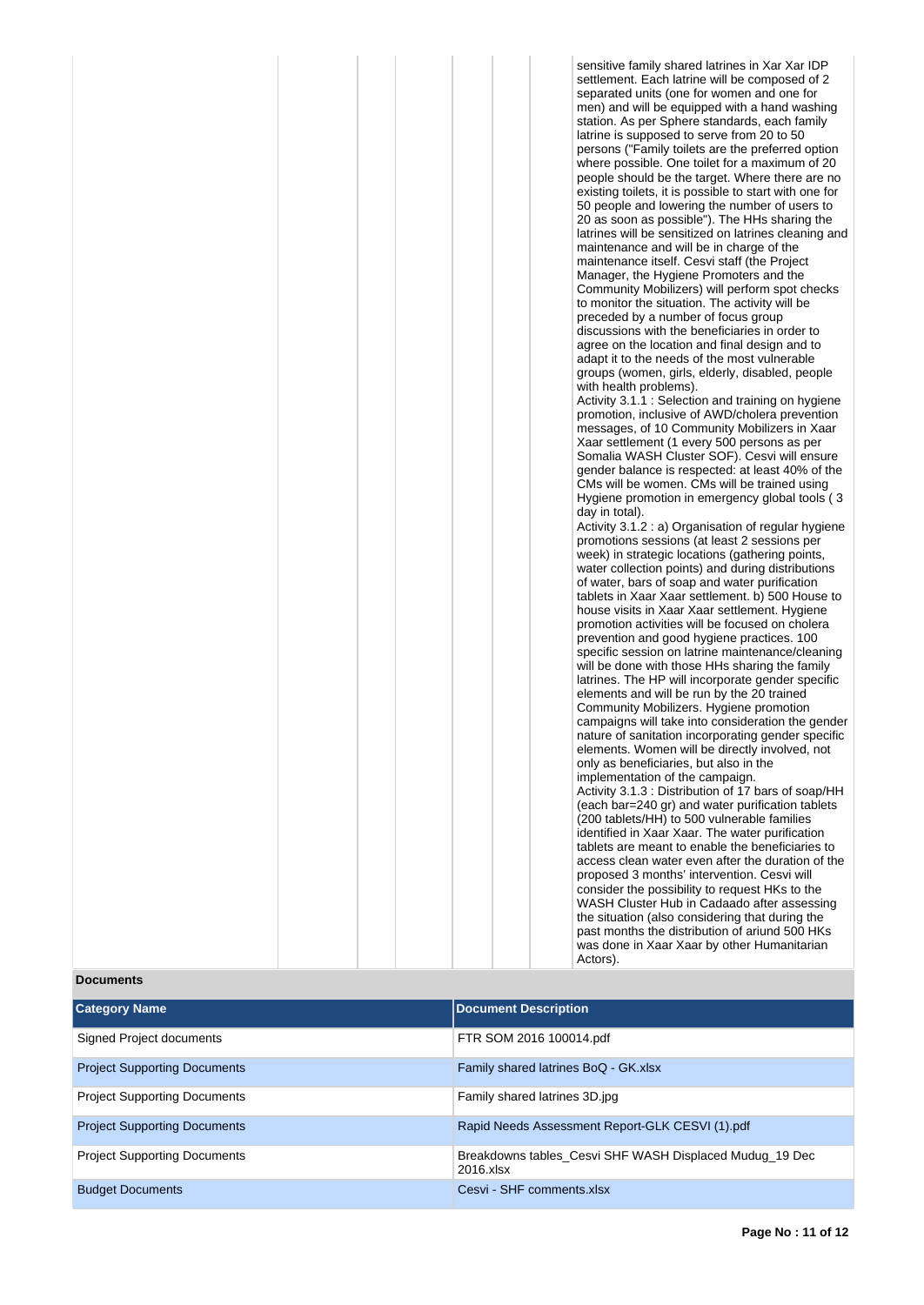| | | | | | | |
|---|---|---|---|---|---|---|
| | | | | | | sensitive family shared latrines in Xar Xar IDP settlement. Each latrine will be composed of 2 separated units (one for women and one for men) and will be equipped with a hand washing station. As per Sphere standards, each family latrine is supposed to serve from 20 to 50 persons ("Family toilets are the preferred option where possible. One toilet for a maximum of 20 people should be the target. Where there are no existing toilets, it is possible to start with one for 50 people and lowering the number of users to 20 as soon as possible"). The HHs sharing the latrines will be sensitized on latrines cleaning and maintenance and will be in charge of the maintenance itself. Cesvi staff (the Project Manager, the Hygiene Promoters and the Community Mobilizers) will perform spot checks to monitor the situation. The activity will be preceded by a number of focus group discussions with the beneficiaries in order to agree on the location and final design and to adapt it to the needs of the most vulnerable groups (women, girls, elderly, disabled, people with health problems).<br>Activity 3.1.1 : Selection and training on hygiene promotion, inclusive of AWD/cholera prevention messages, of 10 Community Mobilizers in Xaar Xaar settlement (1 every 500 persons as per Somalia WASH Cluster SOF). Cesvi will ensure gender balance is respected: at least 40% of the CMs will be women. CMs will be trained using Hygiene promotion in emergency global tools ( 3 day in total).<br>Activity 3.1.2 : a) Organisation of regular hygiene promotions sessions (at least 2 sessions per week) in strategic locations (gathering points, water collection points) and during distributions of water, bars of soap and water purification tablets in Xaar Xaar settlement. b) 500 House to house visits in Xaar Xaar settlement. Hygiene promotion activities will be focused on cholera prevention and good hygiene practices. 100 specific session on latrine maintenance/cleaning will be done with those HHs sharing the family latrines. The HP will incorporate gender specific elements and will be run by the 20 trained Community Mobilizers. Hygiene promotion campaigns will take into consideration the gender nature of sanitation incorporating gender specific elements. Women will be directly involved, not only as beneficiaries, but also in the implementation of the campaign.<br>Activity 3.1.3 : Distribution of 17 bars of soap/HH (each bar=240 gr) and water purification tablets (200 tablets/HH) to 500 vulnerable families identified in Xaar Xaar. The water purification tablets are meant to enable the beneficiaries to access clean water even after the duration of the proposed 3 months' intervention. Cesvi will consider the possibility to request HKs to the WASH Cluster Hub in Cadaado after assessing the situation (also considering that during the past months the distribution of ariund 500 HKs was done in Xaar Xaar by other Humanitarian Actors). |

**Documents**

| Category Name | Document Description |
|---|---|
| Signed Project documents | FTR SOM 2016 100014.pdf |
| Project Supporting Documents | Family shared latrines BoQ - GK.xlsx |
| Project Supporting Documents | Family shared latrines 3D.jpg |
| Project Supporting Documents | Rapid Needs Assessment Report-GLK CESVI (1).pdf |
| Project Supporting Documents | Breakdowns tables_Cesvi SHF WASH Displaced Mudug_19 Dec 2016.xlsx |
| Budget Documents | Cesvi - SHF comments.xlsx |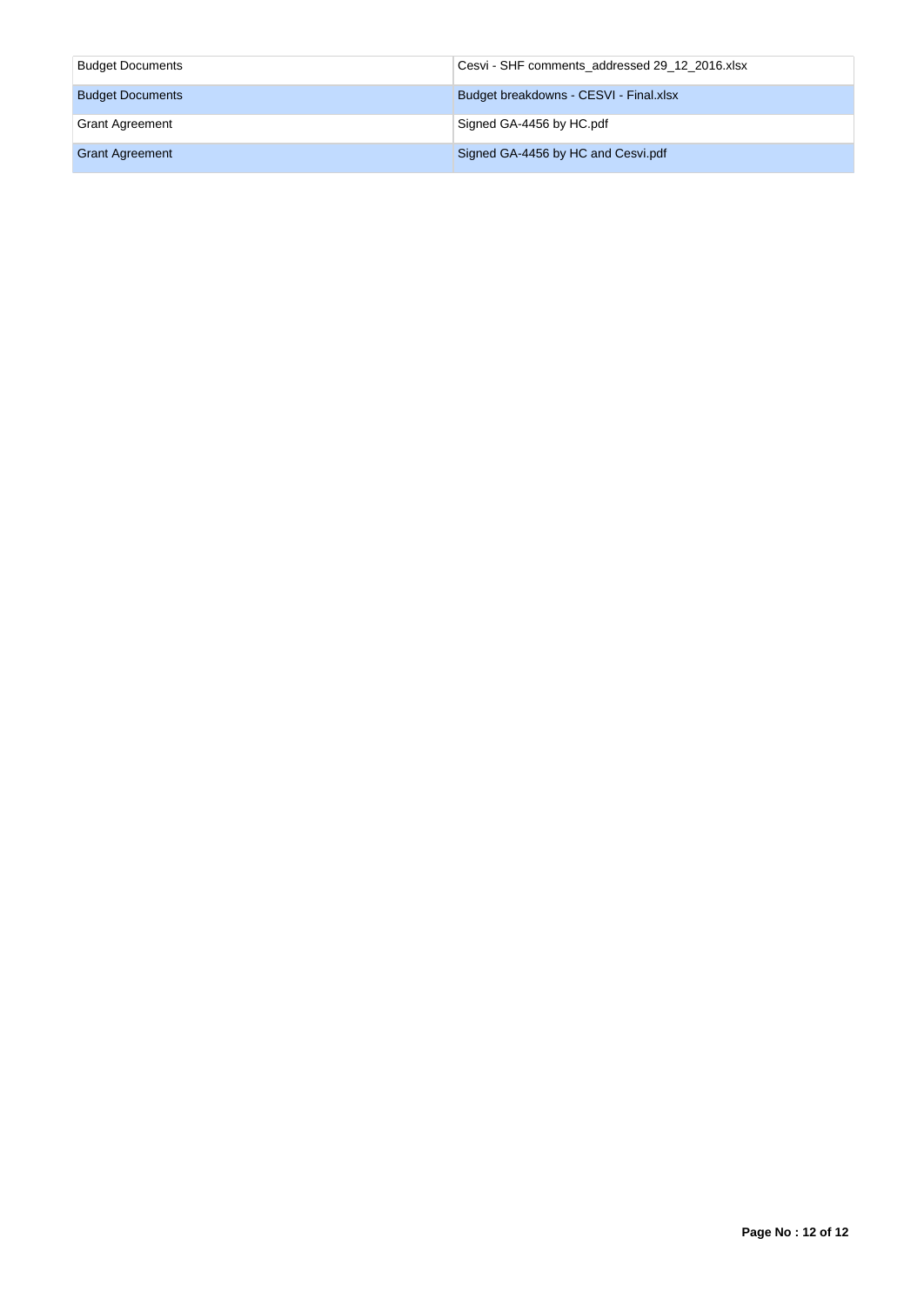| | |
|---|---|
| Budget Documents | Cesvi - SHF comments_addressed 29_12_2016.xlsx |
| Budget Documents | Budget breakdowns - CESVI - Final.xlsx |
| Grant Agreement | Signed GA-4456 by HC.pdf |
| Grant Agreement | Signed GA-4456 by HC and Cesvi.pdf |